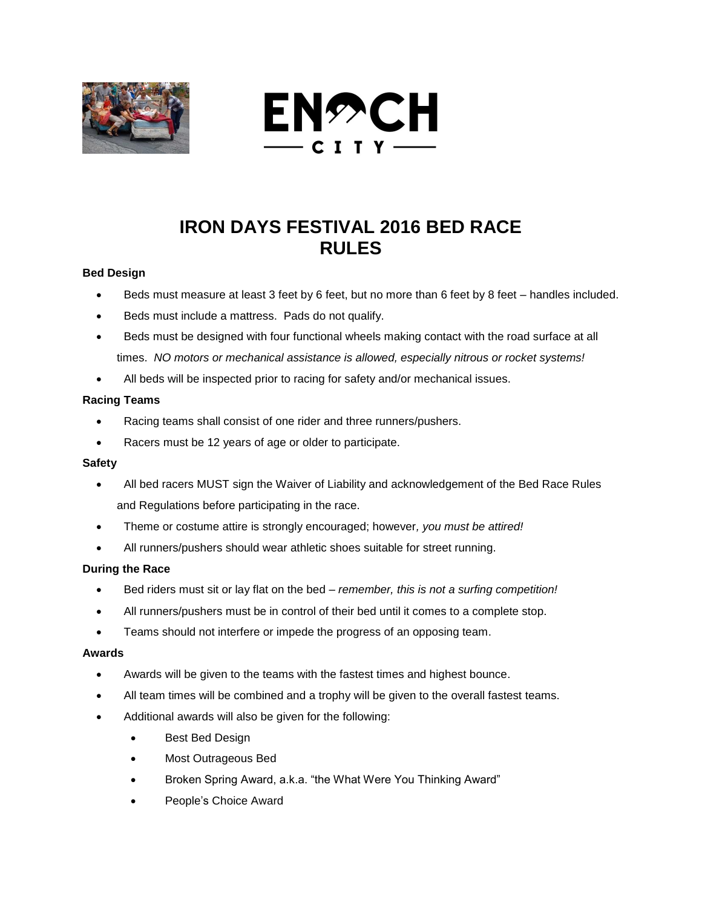ENOCH CITY

# IRON DAYS FESTIVAL 2016 BED RACE RULES

**Bed Design**

- Beds must measure at least 3 feet by 6 feet, but no more than 6 feet by 8 feet – handles included.
- Beds must include a mattress. Pads do not qualify.
- Beds must be designed with four functional wheels making contact with the road surface at all times. *NO motors or mechanical assistance is allowed, especially nitrous or rocket systems!*
- All beds will be inspected prior to racing for safety and/or mechanical issues.

**Racing Teams**

- Racing teams shall consist of one rider and three runners/pushers.
- Racers must be 12 years of age or older to participate.

**Safety**

- All bed racers MUST sign the Waiver of Liability and acknowledgement of the Bed Race Rules and Regulations before participating in the race.
- Theme or costume attire is strongly encouraged; however*, you must be attired!*
- All runners/pushers should wear athletic shoes suitable for street running.

**During the Race**

- Bed riders must sit or lay flat on the bed – *remember, this is not a surfing competition!*
- All runners/pushers must be in control of their bed until it comes to a complete stop.
- Teams should not interfere or impede the progress of an opposing team.

**Awards**

- Awards will be given to the teams with the fastest times and highest bounce.
- All team times will be combined and a trophy will be given to the overall fastest teams.
- Additional awards will also be given for the following:
  - Best Bed Design
  - Most Outrageous Bed
  - Broken Spring Award, a.k.a. "the What Were You Thinking Award"
  - People's Choice Award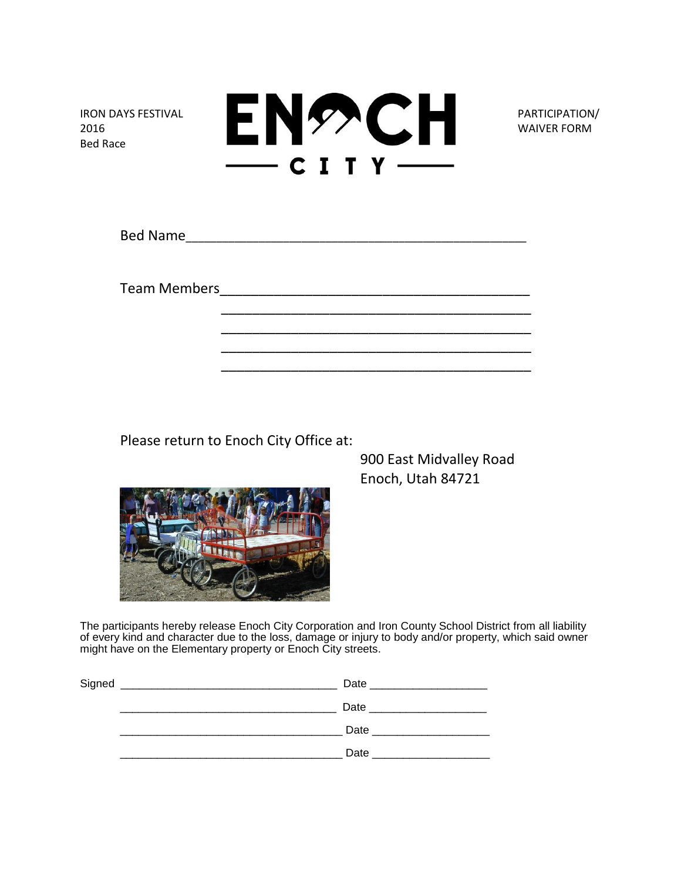IRON DAYS FESTIVAL
2016
Bed Race

ENOCH
— CITY —

PARTICIPATION/
WAIVER FORM

Bed Name_______________________________________________

Team Members_________________________________________
_____________________________________________
_____________________________________________
_____________________________________________
_____________________________________________

Please return to Enoch City Office at:

900 East Midvalley Road
Enoch, Utah 84721

The participants hereby release Enoch City Corporation and Iron County School District from all liability of every kind and character due to the loss, damage or injury to body and/or property, which said owner might have on the Elementary property or Enoch City streets.

Signed __________________________________ Date __________________

__________________________________ Date __________________

__________________________________ Date __________________

__________________________________ Date __________________